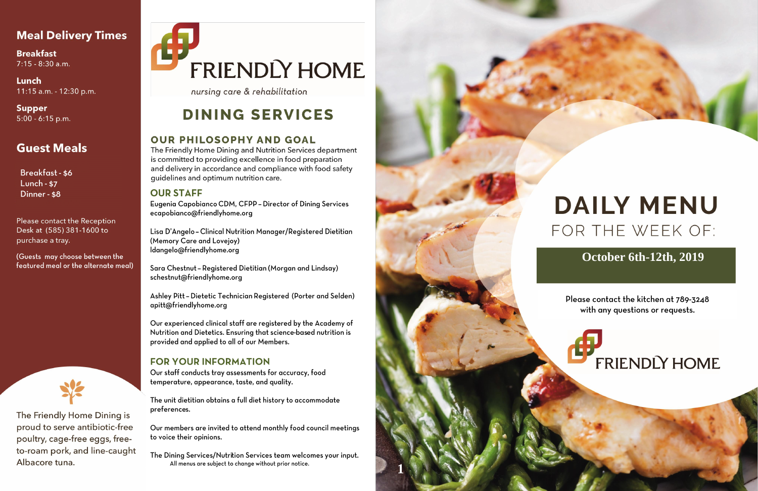## Meal Delivery Times

**Breakfast**
7:15 - 8:30 a.m.

**Lunch**
11:15 a.m. - 12:30 p.m.

**Supper**
5:00 - 6:15 p.m.

## Guest Meals

Breakfast - $6
Lunch - $7
Dinner - $8

Please contact the Reception Desk at (585) 381-1600 to purchase a tray.

(Guests may choose between the featured meal or the alternate meal)

The Friendly Home Dining is proud to serve antibiotic-free poultry, cage-free eggs, free-to-roam pork, and line-caught Albacore tuna.

FRIENDLY HOME

*nursing care & rehabilitation*

# DINING SERVICES

## OUR PHILOSOPHY AND GOAL

The Friendly Home Dining and Nutrition Services department is committed to providing excellence in food preparation and delivery in accordance and compliance with food safety guidelines and optimum nutrition care.

## OUR STAFF

Eugenia Capobianco CDM, CFPP – Director of Dining Services
ecapobianco@friendlyhome.org

Lisa D'Angelo – Clinical Nutrition Manager/Registered Dietitian (Memory Care and Lovejoy)
ldangelo@friendlyhome.org

Sara Chestnut – Registered Dietitian (Morgan and Lindsay)
schestnut@friendlyhome.org

Ashley Pitt – Dietetic Technician Registered (Porter and Selden)
apitt@friendlyhome.org

Our experienced clinical staff are registered by the Academy of Nutrition and Dietetics. Ensuring that science-based nutrition is provided and applied to all of our Members.

## FOR YOUR INFORMATION

Our staff conducts tray assessments for accuracy, food temperature, appearance, taste, and quality.

The unit dietitian obtains a full diet history to accommodate preferences.

Our members are invited to attend monthly food council meetings to voice their opinions.

The Dining Services/Nutrition Services team welcomes your input.

All menus are subject to change without prior notice.

# DAILY MENU

FOR THE WEEK OF:

**October 6th-12th, 2019**

Please contact the kitchen at 789-3248 with any questions or requests.

FRIENDLY HOME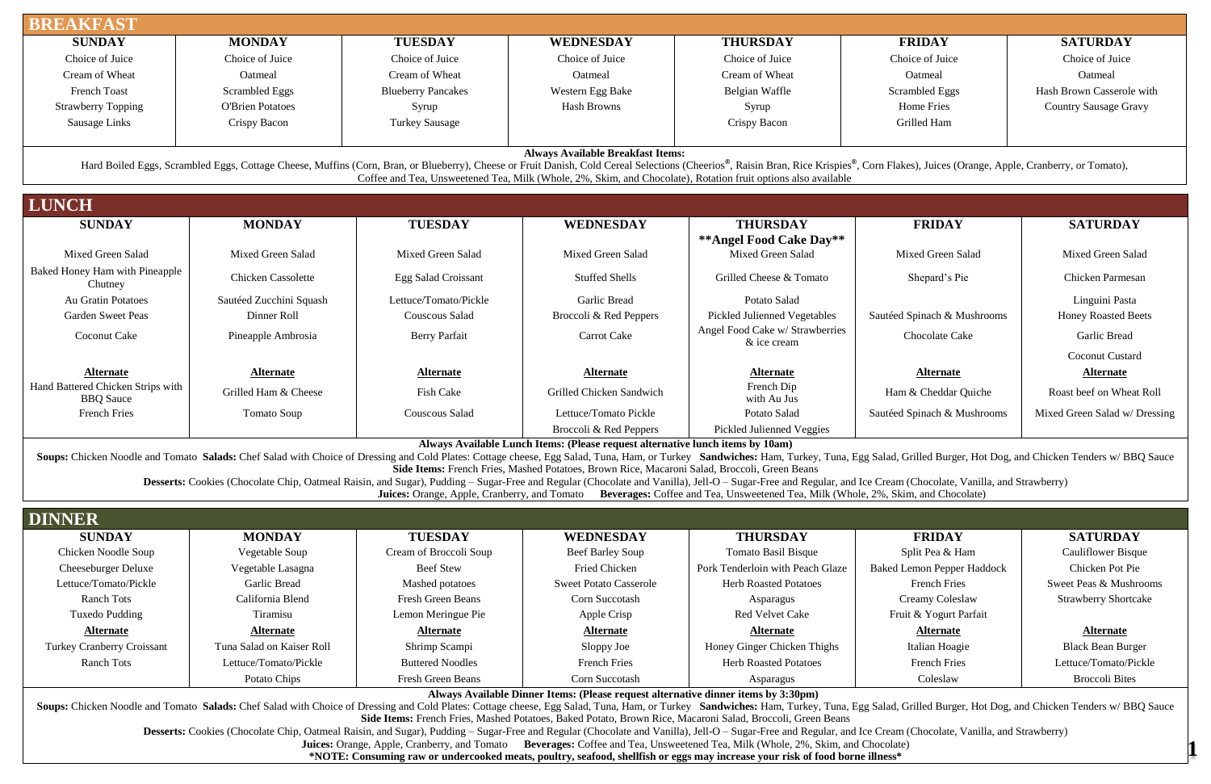## BREAKFAST

| SUNDAY | MONDAY | TUESDAY | WEDNESDAY | THURSDAY | FRIDAY | SATURDAY |
|---|---|---|---|---|---|---|
| Choice of Juice | Choice of Juice | Choice of Juice | Choice of Juice | Choice of Juice | Choice of Juice | Choice of Juice |
| Cream of Wheat | Oatmeal | Cream of Wheat | Oatmeal | Cream of Wheat | Oatmeal | Oatmeal |
| French Toast | Scrambled Eggs | Blueberry Pancakes | Western Egg Bake | Belgian Waffle | Scrambled Eggs | Hash Brown Casserole with |
| Strawberry Topping | O'Brien Potatoes | Syrup | Hash Browns | Syrup | Home Fries | Country Sausage Gravy |
| Sausage Links | Crispy Bacon | Turkey Sausage | | Crispy Bacon | Grilled Ham | |

**Always Available Breakfast Items:**
Hard Boiled Eggs, Scrambled Eggs, Cottage Cheese, Muffins (Corn, Bran, or Blueberry), Cheese or Fruit Danish, Cold Cereal Selections (Cheerios®, Raisin Bran, Rice Krispies®, Corn Flakes), Juices (Orange, Apple, Cranberry, or Tomato), Coffee and Tea, Unsweetened Tea, Milk (Whole, 2%, Skim, and Chocolate), Rotation fruit options also available

## LUNCH

| SUNDAY | MONDAY | TUESDAY | WEDNESDAY | THURSDAY | FRIDAY | SATURDAY |
|---|---|---|---|---|---|---|
| | | | | **Angel Food Cake Day** | | |
| Mixed Green Salad | Mixed Green Salad | Mixed Green Salad | Mixed Green Salad | Mixed Green Salad | Mixed Green Salad | Mixed Green Salad |
| Baked Honey Ham with Pineapple Chutney | Chicken Cassolette | Egg Salad Croissant | Stuffed Shells | Grilled Cheese & Tomato | Shepard's Pie | Chicken Parmesan |
| Au Gratin Potatoes | Sautéed Zucchini Squash | Lettuce/Tomato/Pickle | Garlic Bread | Potato Salad | | Linguini Pasta |
| Garden Sweet Peas | Dinner Roll | Couscous Salad | Broccoli & Red Peppers | Pickled Julienned Vegetables | Sautéed Spinach & Mushrooms | Honey Roasted Beets |
| Coconut Cake | Pineapple Ambrosia | Berry Parfait | Carrot Cake | Angel Food Cake w/ Strawberries & ice cream | Chocolate Cake | Garlic Bread |
| | | | | | | Coconut Custard |
| **Alternate** | **Alternate** | **Alternate** | **Alternate** | **Alternate** | **Alternate** | **Alternate** |
| Hand Battered Chicken Strips with BBQ Sauce | Grilled Ham & Cheese | Fish Cake | Grilled Chicken Sandwich | French Dip with Au Jus | Ham & Cheddar Quiche | Roast beef on Wheat Roll |
| French Fries | Tomato Soup | Couscous Salad | Lettuce/Tomato Pickle | Potato Salad | Sautéed Spinach & Mushrooms | Mixed Green Salad w/ Dressing |
| | | | Broccoli & Red Peppers | Pickled Julienned Veggies | | |

**Always Available Lunch Items: (Please request alternative lunch items by 10am)**
**Soups:** Chicken Noodle and Tomato **Salads:** Chef Salad with Choice of Dressing and Cold Plates: Cottage cheese, Egg Salad, Tuna, Ham, or Turkey **Sandwiches:** Ham, Turkey, Tuna, Egg Salad, Grilled Burger, Hot Dog, and Chicken Tenders w/ BBQ Sauce
**Side Items:** French Fries, Mashed Potatoes, Brown Rice, Macaroni Salad, Broccoli, Green Beans
**Desserts:** Cookies (Chocolate Chip, Oatmeal Raisin, and Sugar), Pudding – Sugar-Free and Regular (Chocolate and Vanilla), Jell-O – Sugar-Free and Regular, and Ice Cream (Chocolate, Vanilla, and Strawberry)
**Juices:** Orange, Apple, Cranberry, and Tomato **Beverages:** Coffee and Tea, Unsweetened Tea, Milk (Whole, 2%, Skim, and Chocolate)

## DINNER

| SUNDAY | MONDAY | TUESDAY | WEDNESDAY | THURSDAY | FRIDAY | SATURDAY |
|---|---|---|---|---|---|---|
| Chicken Noodle Soup | Vegetable Soup | Cream of Broccoli Soup | Beef Barley Soup | Tomato Basil Bisque | Split Pea & Ham | Cauliflower Bisque |
| Cheeseburger Deluxe | Vegetable Lasagna | Beef Stew | Fried Chicken | Pork Tenderloin with Peach Glaze | Baked Lemon Pepper Haddock | Chicken Pot Pie |
| Lettuce/Tomato/Pickle | Garlic Bread | Mashed potatoes | Sweet Potato Casserole | Herb Roasted Potatoes | French Fries | Sweet Peas & Mushrooms |
| Ranch Tots | California Blend | Fresh Green Beans | Corn Succotash | Asparagus | Creamy Coleslaw | Strawberry Shortcake |
| Tuxedo Pudding | Tiramisu | Lemon Meringue Pie | Apple Crisp | Red Velvet Cake | Fruit & Yogurt Parfait | |
| **Alternate** | **Alternate** | **Alternate** | **Alternate** | **Alternate** | **Alternate** | **Alternate** |
| Turkey Cranberry Croissant | Tuna Salad on Kaiser Roll | Shrimp Scampi | Sloppy Joe | Honey Ginger Chicken Thighs | Italian Hoagie | Black Bean Burger |
| Ranch Tots | Lettuce/Tomato/Pickle | Buttered Noodles | French Fries | Herb Roasted Potatoes | French Fries | Lettuce/Tomato/Pickle |
| | Potato Chips | Fresh Green Beans | Corn Succotash | Asparagus | Coleslaw | Broccoli Bites |

**Always Available Dinner Items: (Please request alternative dinner items by 3:30pm)**
**Soups:** Chicken Noodle and Tomato **Salads:** Chef Salad with Choice of Dressing and Cold Plates: Cottage cheese, Egg Salad, Tuna, Ham, or Turkey **Sandwiches:** Ham, Turkey, Tuna, Egg Salad, Grilled Burger, Hot Dog, and Chicken Tenders w/ BBQ Sauce
**Side Items:** French Fries, Mashed Potatoes, Baked Potato, Brown Rice, Macaroni Salad, Broccoli, Green Beans
**Desserts:** Cookies (Chocolate Chip, Oatmeal Raisin, and Sugar), Pudding – Sugar-Free and Regular (Chocolate and Vanilla), Jell-O – Sugar-Free and Regular, and Ice Cream (Chocolate, Vanilla, and Strawberry)
**Juices:** Orange, Apple, Cranberry, and Tomato **Beverages:** Coffee and Tea, Unsweetened Tea, Milk (Whole, 2%, Skim, and Chocolate)
**\*NOTE: Consuming raw or undercooked meats, poultry, seafood, shellfish or eggs may increase your risk of food borne illness\***